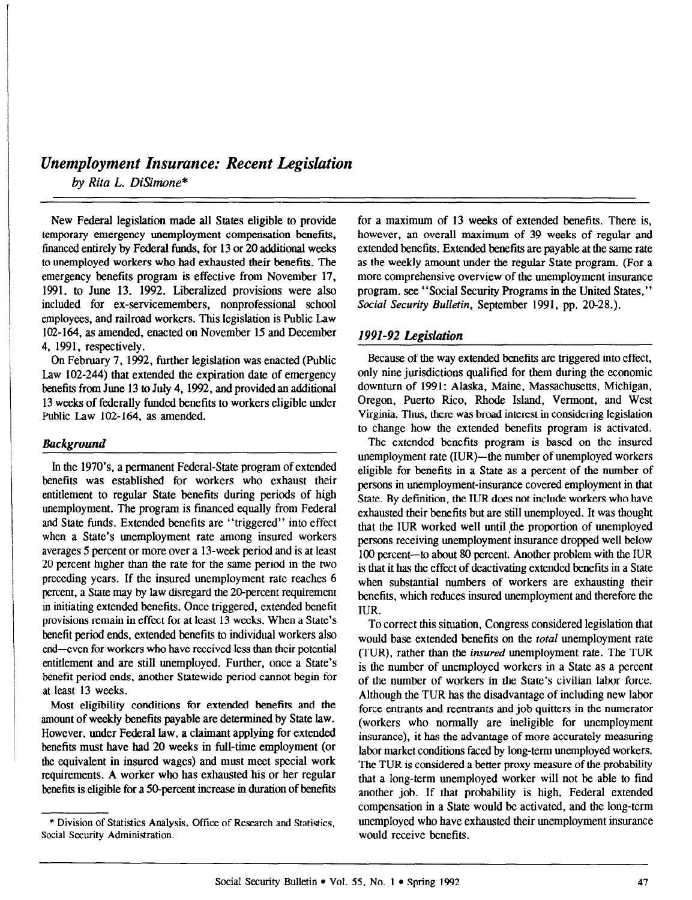# *Unemployment Insurance: Recent Legislation*

*by Rita L. DiSimone**

New Federal legislation made all States eligible to provide temporary emergency unemployment compensation benefits, financed entirely by Federal funds, for 13 or 20 additional weeks to unemployed workers who had exhausted their benefits. The emergency benefits program is effective from November 17, 1991, to June 13, 1992. Liberalized provisions were also included for ex-servicemembers, nonprofessional school employees, and railroad workers. This legislation is Public Law 102-164, as amended, enacted on November 15 and December 4, 1991, respectively.

On February 7, 1992, further legislation was enacted (Public Law 102-244) that extended the expiration date of emergency benefits from June 13 to July 4, 1992, and provided an additional 13 weeks of federally funded benefits to workers eligible under Public Law 102-164, as amended.

## *Background*

In the 1970's, a permanent Federal-State program of extended benefits was established for workers who exhaust their entitlement to regular State benefits during periods of high unemployment. The program is financed equally from Federal and State funds. Extended benefits are "triggered" into effect when a State's unemployment rate among insured workers averages 5 percent or more over a 13-week period and is at least 20 percent higher than the rate for the same period in the two preceding years. If the insured unemployment rate reaches 6 percent, a State may by law disregard the 20-percent requirement in initiating extended benefits. Once triggered, extended benefit provisions remain in effect for at least 13 weeks. When a State's benefit period ends, extended benefits to individual workers also end—even for workers who have received less than their potential entitlement and are still unemployed. Further, once a State's benefit period ends, another Statewide period cannot begin for at least 13 weeks.

Most eligibility conditions for extended benefits and the amount of weekly benefits payable are determined by State law. However, under Federal law, a claimant applying for extended benefits must have had 20 weeks in full-time employment (or the equivalent in insured wages) and must meet special work requirements. A worker who has exhausted his or her regular benefits is eligible for a 50-percent increase in duration of benefits for a maximum of 13 weeks of extended benefits. There is, however, an overall maximum of 39 weeks of regular and extended benefits. Extended benefits are payable at the same rate as the weekly amount under the regular State program. (For a more comprehensive overview of the unemployment insurance program, see "Social Security Programs in the United States." *Social Security Bulletin*, September 1991, pp. 20-28.).

## *1991-92 Legislation*

Because of the way extended benefits are triggered into effect, only nine jurisdictions qualified for them during the economic downturn of 1991: Alaska, Maine, Massachusetts, Michigan, Oregon, Puerto Rico, Rhode Island, Vermont, and West Virginia. Thus, there was broad interest in considering legislation to change how the extended benefits program is activated.

The extended benefits program is based on the insured unemployment rate (IUR)—the number of unemployed workers eligible for benefits in a State as a percent of the number of persons in unemployment-insurance covered employment in that State. By definition, the IUR does not include workers who have exhausted their benefits but are still unemployed. It was thought that the IUR worked well until the proportion of unemployed persons receiving unemployment insurance dropped well below 100 percent—to about 80 percent. Another problem with the IUR is that it has the effect of deactivating extended benefits in a State when substantial numbers of workers are exhausting their benefits, which reduces insured unemployment and therefore the IUR.

To correct this situation, Congress considered legislation that would base extended benefits on the *total* unemployment rate (TUR), rather than the *insured* unemployment rate. The TUR is the number of unemployed workers in a State as a percent of the number of workers in the State's civilian labor force. Although the TUR has the disadvantage of including new labor force entrants and reentrants and job quitters in the numerator (workers who normally are ineligible for unemployment insurance), it has the advantage of more accurately measuring labor market conditions faced by long-term unemployed workers. The TUR is considered a better proxy measure of the probability that a long-term unemployed worker will not be able to find another job. If that probability is high, Federal extended compensation in a State would be activated, and the long-term unemployed who have exhausted their unemployment insurance would receive benefits.

---

\* Division of Statistics Analysis, Office of Research and Statistics, Social Security Administration.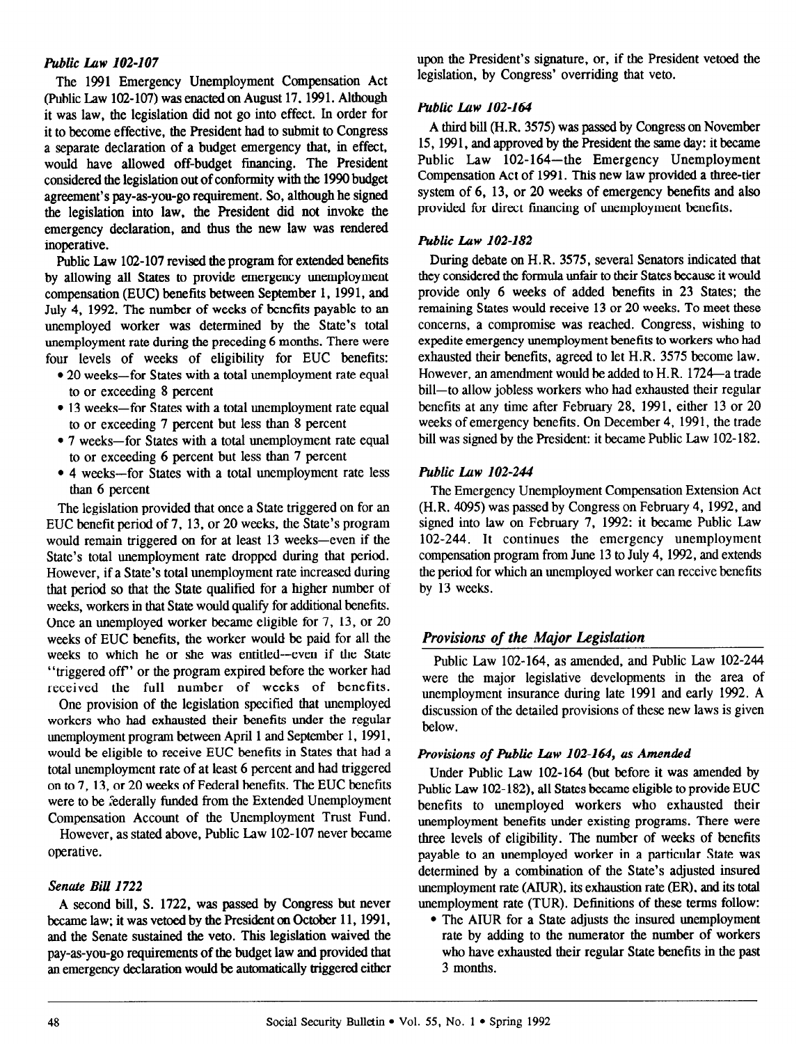### *Public Law 102-107*

The 1991 Emergency Unemployment Compensation Act (Public Law 102-107) was enacted on August 17, 1991. Although it was law, the legislation did not go into effect. In order for it to become effective, the President had to submit to Congress a separate declaration of a budget emergency that, in effect, would have allowed off-budget financing. The President considered the legislation out of conformity with the 1990 budget agreement's pay-as-you-go requirement. So, although he signed the legislation into law, the President did not invoke the emergency declaration, and thus the new law was rendered inoperative.

Public Law 102-107 revised the program for extended benefits by allowing all States to provide emergency unemployment compensation (EUC) benefits between September 1, 1991, and July 4, 1992. The number of weeks of benefits payable to an unemployed worker was determined by the State's total unemployment rate during the preceding 6 months. There were four levels of weeks of eligibility for EUC benefits:

- 20 weeks—for States with a total unemployment rate equal to or exceeding 8 percent
- 13 weeks—for States with a total unemployment rate equal to or exceeding 7 percent but less than 8 percent
- 7 weeks—for States with a total unemployment rate equal to or exceeding 6 percent but less than 7 percent
- 4 weeks—for States with a total unemployment rate less than 6 percent

The legislation provided that once a State triggered on for an EUC benefit period of 7, 13, or 20 weeks, the State's program would remain triggered on for at least 13 weeks—even if the State's total unemployment rate dropped during that period. However, if a State's total unemployment rate increased during that period so that the State qualified for a higher number of weeks, workers in that State would qualify for additional benefits. Once an unemployed worker became eligible for 7, 13, or 20 weeks of EUC benefits, the worker would be paid for all the weeks to which he or she was entitled—even if the State "triggered off" or the program expired before the worker had received the full number of weeks of benefits.

One provision of the legislation specified that unemployed workers who had exhausted their benefits under the regular unemployment program between April 1 and September 1, 1991, would be eligible to receive EUC benefits in States that had a total unemployment rate of at least 6 percent and had triggered on to 7, 13, or 20 weeks of Federal benefits. The EUC benefits were to be federally funded from the Extended Unemployment Compensation Account of the Unemployment Trust Fund.

However, as stated above, Public Law 102-107 never became operative.

### *Senate Bill 1722*

A second bill, S. 1722, was passed by Congress but never became law; it was vetoed by the President on October 11, 1991, and the Senate sustained the veto. This legislation waived the pay-as-you-go requirements of the budget law and provided that an emergency declaration would be automatically triggered either upon the President's signature, or, if the President vetoed the legislation, by Congress' overriding that veto.

### *Public Law 102-164*

A third bill (H.R. 3575) was passed by Congress on November 15, 1991, and approved by the President the same day: it became Public Law 102-164—the Emergency Unemployment Compensation Act of 1991. This new law provided a three-tier system of 6, 13, or 20 weeks of emergency benefits and also provided for direct financing of unemployment benefits.

### *Public Law 102-182*

During debate on H.R. 3575, several Senators indicated that they considered the formula unfair to their States because it would provide only 6 weeks of added benefits in 23 States; the remaining States would receive 13 or 20 weeks. To meet these concerns, a compromise was reached. Congress, wishing to expedite emergency unemployment benefits to workers who had exhausted their benefits, agreed to let H.R. 3575 become law. However, an amendment would be added to H.R. 1724—a trade bill—to allow jobless workers who had exhausted their regular benefits at any time after February 28, 1991, either 13 or 20 weeks of emergency benefits. On December 4, 1991, the trade bill was signed by the President: it became Public Law 102-182.

### *Public Law 102-244*

The Emergency Unemployment Compensation Extension Act (H.R. 4095) was passed by Congress on February 4, 1992, and signed into law on February 7, 1992: it became Public Law 102-244. It continues the emergency unemployment compensation program from June 13 to July 4, 1992, and extends the period for which an unemployed worker can receive benefits by 13 weeks.

## *Provisions of the Major Legislation*

Public Law 102-164, as amended, and Public Law 102-244 were the major legislative developments in the area of unemployment insurance during late 1991 and early 1992. A discussion of the detailed provisions of these new laws is given below.

### *Provisions of Public Law 102-164, as Amended*

Under Public Law 102-164 (but before it was amended by Public Law 102-182), all States became eligible to provide EUC benefits to unemployed workers who exhausted their unemployment benefits under existing programs. There were three levels of eligibility. The number of weeks of benefits payable to an unemployed worker in a particular State was determined by a combination of the State's adjusted insured unemployment rate (AIUR), its exhaustion rate (ER), and its total unemployment rate (TUR). Definitions of these terms follow:

- The AIUR for a State adjusts the insured unemployment rate by adding to the numerator the number of workers who have exhausted their regular State benefits in the past 3 months.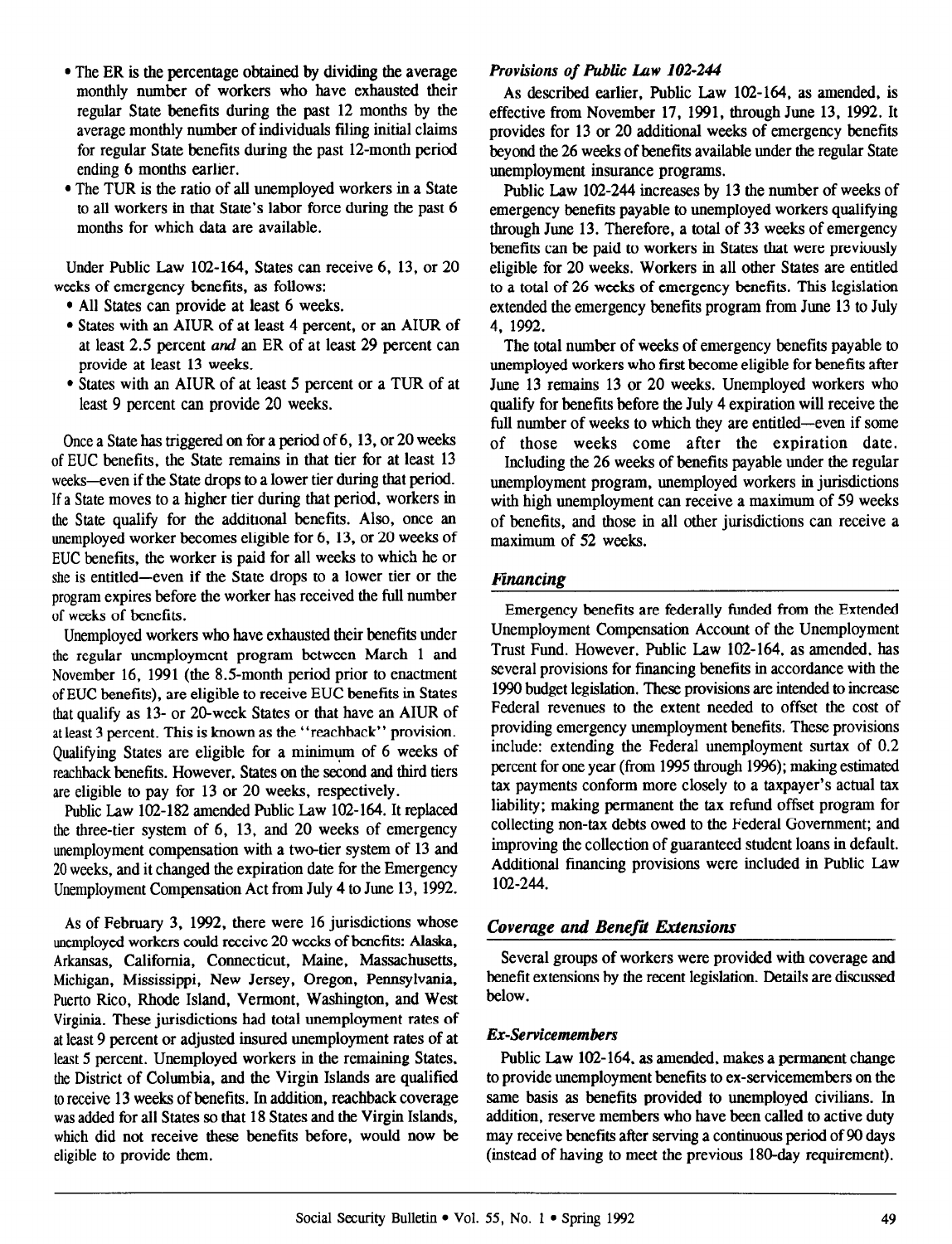- The ER is the percentage obtained by dividing the average monthly number of workers who have exhausted their regular State benefits during the past 12 months by the average monthly number of individuals filing initial claims for regular State benefits during the past 12-month period ending 6 months earlier.
- The TUR is the ratio of all unemployed workers in a State to all workers in that State's labor force during the past 6 months for which data are available.

Under Public Law 102-164, States can receive 6, 13, or 20 weeks of emergency benefits, as follows:

- All States can provide at least 6 weeks.
- States with an AIUR of at least 4 percent, or an AIUR of at least 2.5 percent *and* an ER of at least 29 percent can provide at least 13 weeks.
- States with an AIUR of at least 5 percent or a TUR of at least 9 percent can provide 20 weeks.

Once a State has triggered on for a period of 6, 13, or 20 weeks of EUC benefits, the State remains in that tier for at least 13 weeks—even if the State drops to a lower tier during that period. If a State moves to a higher tier during that period, workers in the State qualify for the additional benefits. Also, once an unemployed worker becomes eligible for 6, 13, or 20 weeks of EUC benefits, the worker is paid for all weeks to which he or she is entitled—even if the State drops to a lower tier or the program expires before the worker has received the full number of weeks of benefits.

Unemployed workers who have exhausted their benefits under the regular unemployment program between March 1 and November 16, 1991 (the 8.5-month period prior to enactment of EUC benefits), are eligible to receive EUC benefits in States that qualify as 13- or 20-week States or that have an AIUR of at least 3 percent. This is known as the "reachback" provision. Qualifying States are eligible for a minimum of 6 weeks of reachback benefits. However, States on the second and third tiers are eligible to pay for 13 or 20 weeks, respectively.

Public Law 102-182 amended Public Law 102-164. It replaced the three-tier system of 6, 13, and 20 weeks of emergency unemployment compensation with a two-tier system of 13 and 20 weeks, and it changed the expiration date for the Emergency Unemployment Compensation Act from July 4 to June 13, 1992.

As of February 3, 1992, there were 16 jurisdictions whose unemployed workers could receive 20 weeks of benefits: Alaska, Arkansas, California, Connecticut, Maine, Massachusetts, Michigan, Mississippi, New Jersey, Oregon, Pennsylvania, Puerto Rico, Rhode Island, Vermont, Washington, and West Virginia. These jurisdictions had total unemployment rates of at least 9 percent or adjusted insured unemployment rates of at least 5 percent. Unemployed workers in the remaining States, the District of Columbia, and the Virgin Islands are qualified to receive 13 weeks of benefits. In addition, reachback coverage was added for all States so that 18 States and the Virgin Islands, which did not receive these benefits before, would now be eligible to provide them.

### *Provisions of Public Law 102-244*

As described earlier, Public Law 102-164, as amended, is effective from November 17, 1991, through June 13, 1992. It provides for 13 or 20 additional weeks of emergency benefits beyond the 26 weeks of benefits available under the regular State unemployment insurance programs.

Public Law 102-244 increases by 13 the number of weeks of emergency benefits payable to unemployed workers qualifying through June 13. Therefore, a total of 33 weeks of emergency benefits can be paid to workers in States that were previously eligible for 20 weeks. Workers in all other States are entitled to a total of 26 weeks of emergency benefits. This legislation extended the emergency benefits program from June 13 to July 4, 1992.

The total number of weeks of emergency benefits payable to unemployed workers who first become eligible for benefits after June 13 remains 13 or 20 weeks. Unemployed workers who qualify for benefits before the July 4 expiration will receive the full number of weeks to which they are entitled—even if some of those weeks come after the expiration date.

Including the 26 weeks of benefits payable under the regular unemployment program, unemployed workers in jurisdictions with high unemployment can receive a maximum of 59 weeks of benefits, and those in all other jurisdictions can receive a maximum of 52 weeks.

## *Financing*

Emergency benefits are federally funded from the Extended Unemployment Compensation Account of the Unemployment Trust Fund. However, Public Law 102-164, as amended, has several provisions for financing benefits in accordance with the 1990 budget legislation. These provisions are intended to increase Federal revenues to the extent needed to offset the cost of providing emergency unemployment benefits. These provisions include: extending the Federal unemployment surtax of 0.2 percent for one year (from 1995 through 1996); making estimated tax payments conform more closely to a taxpayer's actual tax liability; making permanent the tax refund offset program for collecting non-tax debts owed to the Federal Government; and improving the collection of guaranteed student loans in default. Additional financing provisions were included in Public Law 102-244.

## *Coverage and Benefit Extensions*

Several groups of workers were provided with coverage and benefit extensions by the recent legislation. Details are discussed below.

### *Ex-Servicemembers*

Public Law 102-164, as amended, makes a permanent change to provide unemployment benefits to ex-servicemembers on the same basis as benefits provided to unemployed civilians. In addition, reserve members who have been called to active duty may receive benefits after serving a continuous period of 90 days (instead of having to meet the previous 180-day requirement).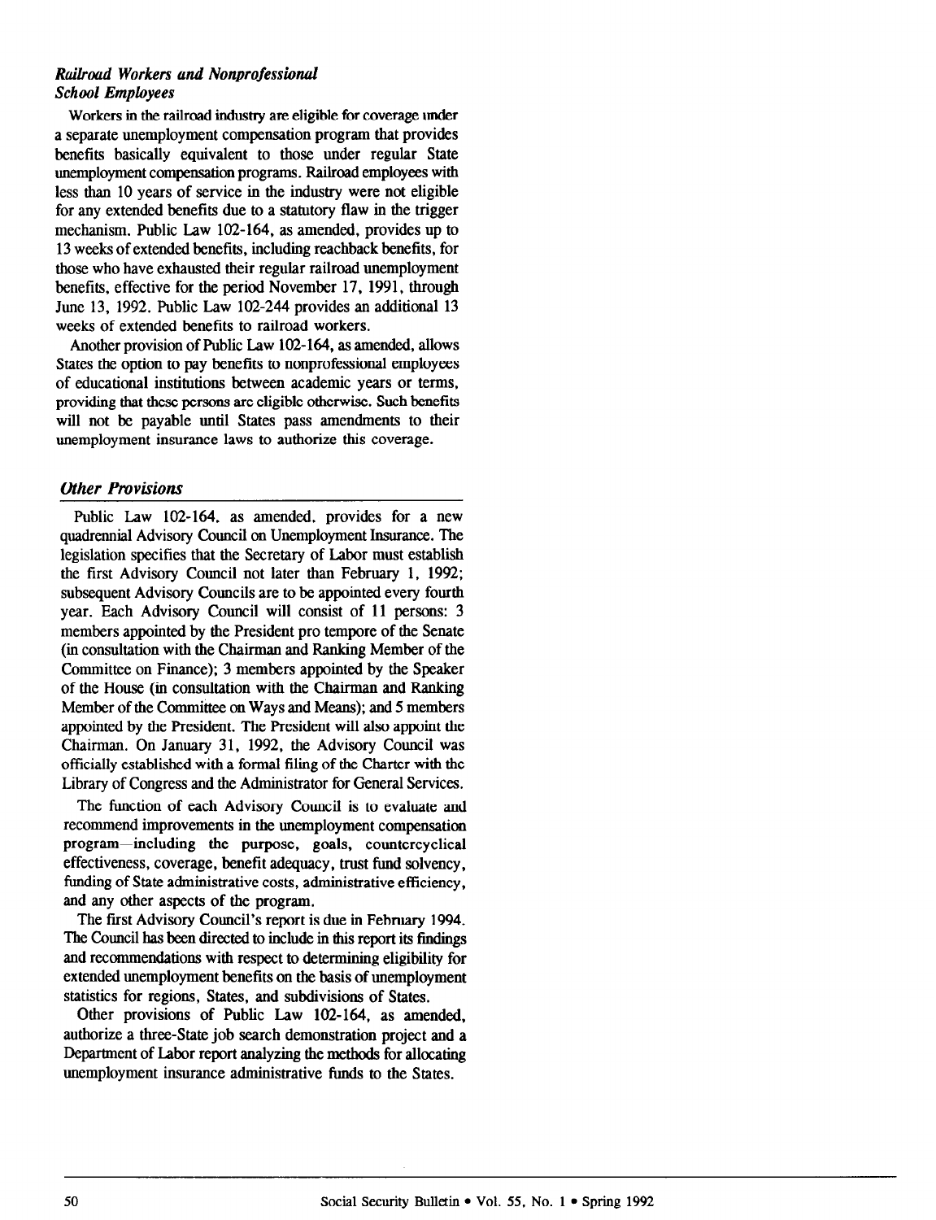### *Railroad Workers and Nonprofessional School Employees*

Workers in the railroad industry are eligible for coverage under a separate unemployment compensation program that provides benefits basically equivalent to those under regular State unemployment compensation programs. Railroad employees with less than 10 years of service in the industry were not eligible for any extended benefits due to a statutory flaw in the trigger mechanism. Public Law 102-164, as amended, provides up to 13 weeks of extended benefits, including reachback benefits, for those who have exhausted their regular railroad unemployment benefits, effective for the period November 17, 1991, through June 13, 1992. Public Law 102-244 provides an additional 13 weeks of extended benefits to railroad workers.

Another provision of Public Law 102-164, as amended, allows States the option to pay benefits to nonprofessional employees of educational institutions between academic years or terms, providing that these persons are eligible otherwise. Such benefits will not be payable until States pass amendments to their unemployment insurance laws to authorize this coverage.

## *Other Provisions*

Public Law 102-164, as amended, provides for a new quadrennial Advisory Council on Unemployment Insurance. The legislation specifies that the Secretary of Labor must establish the first Advisory Council not later than February 1, 1992; subsequent Advisory Councils are to be appointed every fourth year. Each Advisory Council will consist of 11 persons: 3 members appointed by the President pro tempore of the Senate (in consultation with the Chairman and Ranking Member of the Committee on Finance); 3 members appointed by the Speaker of the House (in consultation with the Chairman and Ranking Member of the Committee on Ways and Means); and 5 members appointed by the President. The President will also appoint the Chairman. On January 31, 1992, the Advisory Council was officially established with a formal filing of the Charter with the Library of Congress and the Administrator for General Services.

The function of each Advisory Council is to evaluate and recommend improvements in the unemployment compensation program—including the purpose, goals, countercyclical effectiveness, coverage, benefit adequacy, trust fund solvency, funding of State administrative costs, administrative efficiency, and any other aspects of the program.

The first Advisory Council's report is due in February 1994. The Council has been directed to include in this report its findings and recommendations with respect to determining eligibility for extended unemployment benefits on the basis of unemployment statistics for regions, States, and subdivisions of States.

Other provisions of Public Law 102-164, as amended, authorize a three-State job search demonstration project and a Department of Labor report analyzing the methods for allocating unemployment insurance administrative funds to the States.